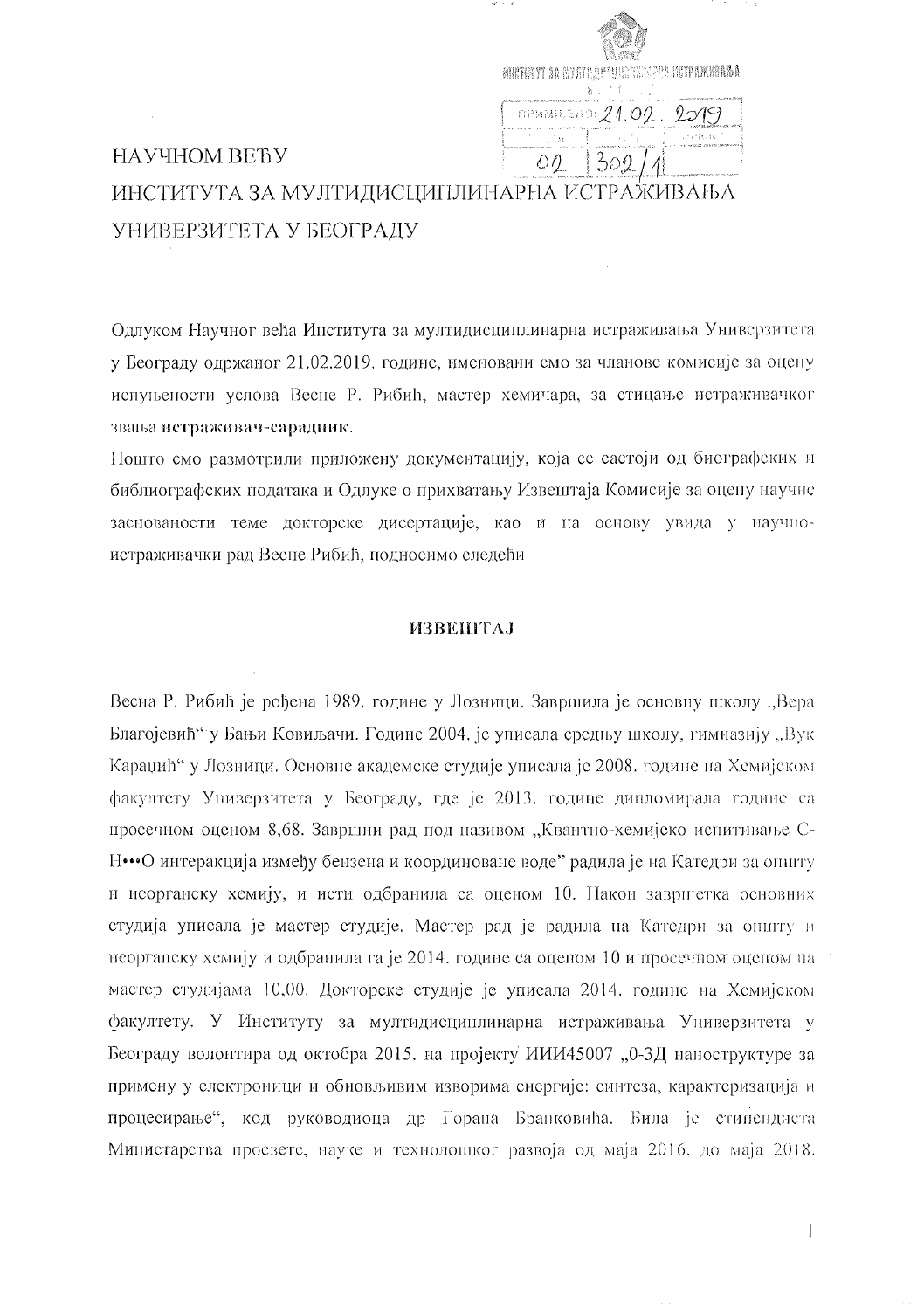НАУЧНОМ ВЕЋУ

ИНСТИТУТА ЗА МУЛТИДИСЦИПЛИНАРНА ИСТРАЖИВАЊА УНИВЕРЗИТЕТА У БЕОГРАДУ

Одлуком Научног већа Института за мултидисциплинарна истраживања Универзитета у Београду одржаног 21.02.2019. године, именовани смо за чланове комисије за оцену испуњености услова Весне Р. Рибић, мастер хемичара, за стицање истраживачког звања **истраживач-сарадник**.

Пошто смо размотрили приложену документацију, која се састоји од биографских и библиографских података и Одлуке о прихватању Извештаја Комисије за оцену научне заснованости теме докторске дисертације, као и на основу увида у научно-истраживачки рад Весне Рибић, подносимо следећи

## ИЗВЕШТАЈ

Весна Р. Рибић је рођена 1989. године у Лозници. Завршила је основну школу „Вера Благојевић“ у Бањи Ковиљачи. Године 2004. је уписала средњу школу, гимназију „Вук Караџић“ у Лозници. Основне академске студије уписала је 2008. године на Хемијском факултету Универзитета у Београду, где је 2013. године дипломирала године са просечном оценом 8,68. Завршни рад под називом „Квантно-хемијско испитивање C-H•••O интеракција између бензена и координоване воде“ радила је на Катедри за општу и неорганску хемију, и исти одбранила са оценом 10. Након завршетка основних студија уписала је мастер студије. Мастер рад је радила на Катедри за општу и неорганску хемију и одбранила га је 2014. године са оценом 10 и просечном оценом на мастер студијама 10,00. Докторске студије је уписала 2014. године на Хемијском факултету. У Институту за мултидисциплинарна истраживања Универзитета у Београду волонтира од октобра 2015. на пројекту ИИИ45007 „0-3Д наноструктуре за примену у електроници и обновљивим изворима енергије: синтеза, карактеризација и процесирање“, код руководиоца др Горана Бранковића. Била је стипендиста Министарства просвете, науке и технолошког развоја од маја 2016. до маја 2018.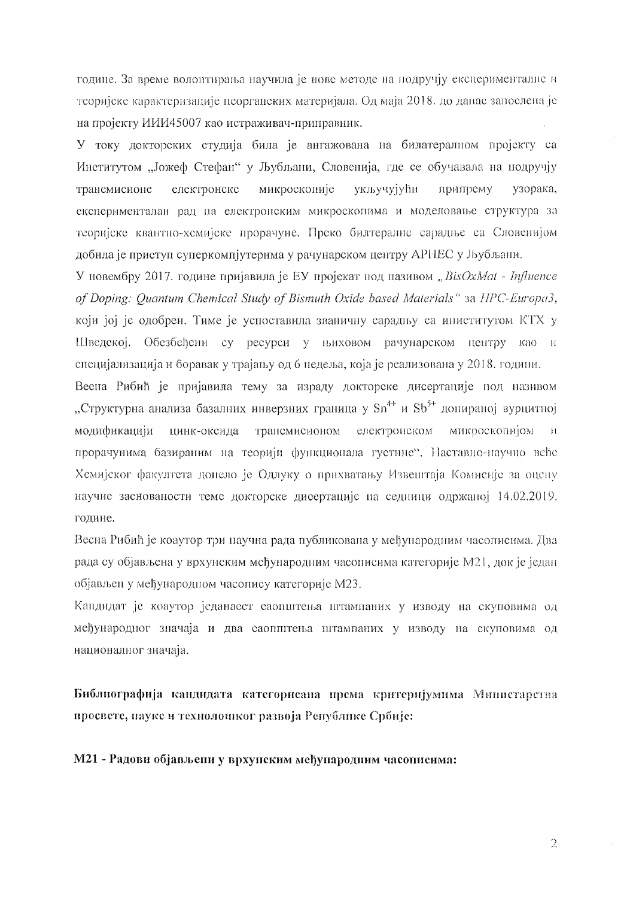године. За време волонтирања научила је нове методе на подручју експерименталне и теоријске карактеризације неорганских материјала. Од маја 2018. до данас запослена је на пројекту ИИИ45007 као истраживач-приправник.

У току докторских студија била је ангажована на билатералном пројекту са Институтом „Јожеф Стефан" у Љубљани, Словенија, где се обучавала на подручју трансмисионе електронске микроскопије укључујући припрему узорака, експерименталан рад на електронским микроскопима и моделовање структура за теоријске квантно-хемијске прорачуне. Преко билтералне сарадње са Словенијом добила је приступ суперкомпјутерима у рачунарском центру АРНЕС у Љубљани.

У новембру 2017. године пријавила је ЕУ пројекат под називом „*BisOxMat - Influence of Doping: Quantum Chemical Study of Bismuth Oxide based Materials*" за *HPC-Europa3*, који јој је одобрен. Тиме је успоставила званичну сарадњу са институтом КТХ у Шведској. Обезбеђени су ресурси у њиховом рачунарском центру као и специјализација и боравак у трајању од 6 недеља, која је реализована у 2018. години.

Весна Рибић је пријавила тему за израду докторске дисертације под називом „Структурна анализа базалних инверзних граница у $Sn^{4+}$ и $Sb^{5+}$ допираној вурцитној модификацији цинк-оксида трансмисионом електронском микроскопијом и прорачунима базираним на теорији функционала густине". Наставно-научно веће Хемијског факултета донело је Одлуку о прихватању Извештаја Комисије за оцену научне заснованости теме докторске дисертације на седници одржаној 14.02.2019. године.

Весна Рибић је коаутор три научна рада публикована у међународним часописима. Два рада су објављена у врхунским међународним часописима категорије М21, док је један објављен у међународном часопису категорије М23.

Кандидат је коаутор једанаест саопштења штампаних у изводу на скуповима од међународног значаја и два саопштења штампаних у изводу на скуповима од националног значаја.

**Библиографија кандидата категорисана према критеријумима Министарства просвете, науке и технолошког развоја Републике Србије:**

**М21 - Радови објављени у врхунским међународним часописима:**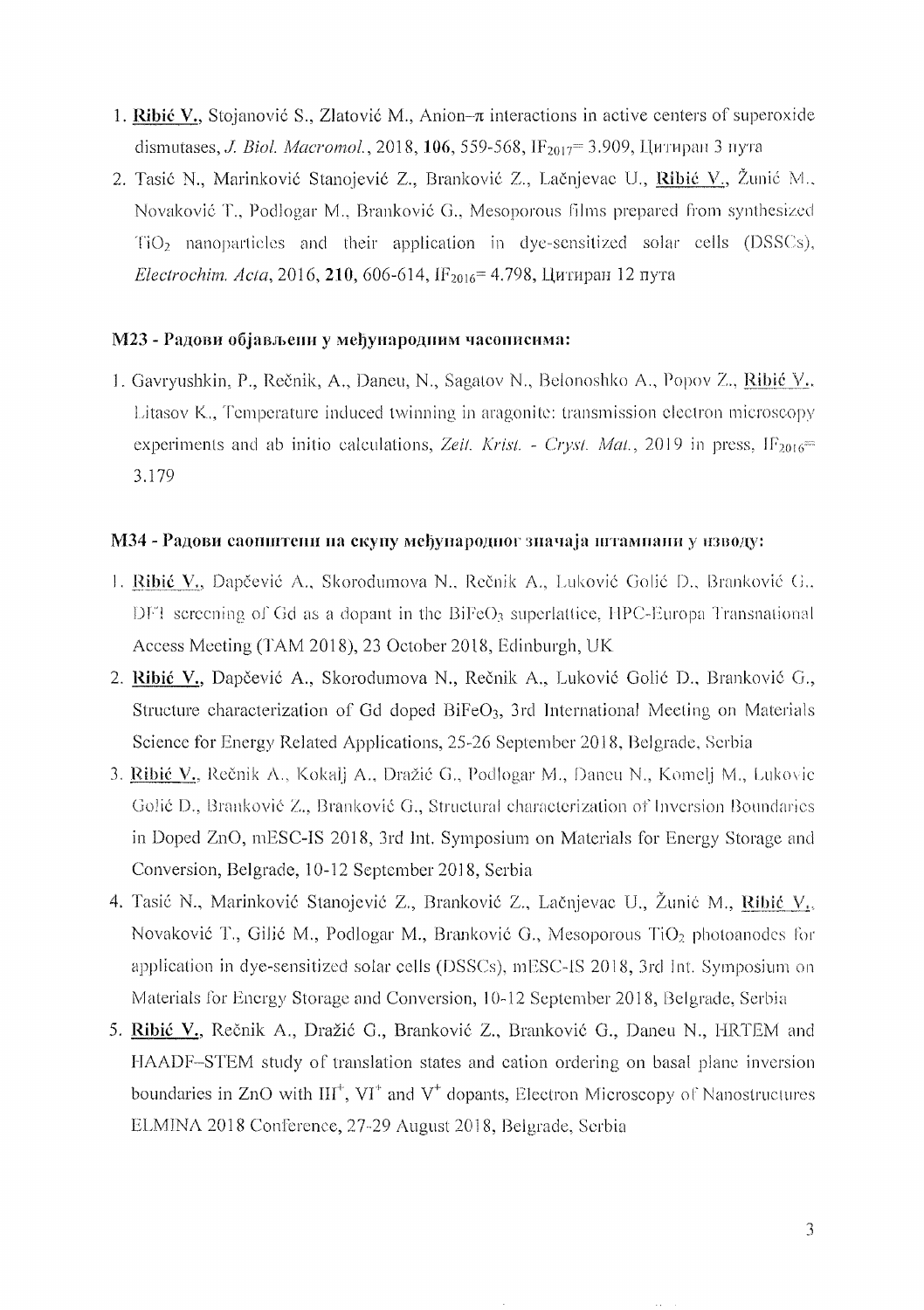1. **Ribić V.**, Stojanović S., Zlatović M., Anion–π interactions in active centers of superoxide dismutases, *J. Biol. Macromol.*, 2018, **106**, 559-568, $IF_{2017}$= 3.909, Цитиран 3 пута
2. Tasić N., Marinković Stanojević Z., Branković Z., Lačnjevac U., **Ribić V.**, Žunić M., Novaković T., Podlogar M., Branković G., Mesoporous films prepared from synthesized $TiO_2$ nanoparticles and their application in dye-sensitized solar cells (DSSCs), *Electrochim. Acta*, 2016, **210**, 606-614, $IF_{2016}$= 4.798, Цитиран 12 пута

### M23 - Радови објављени у међународним часописима:

1. Gavryushkin, P., Rečnik, A., Daneu, N., Sagatov N., Belonoshko A., Popov Z., **Ribić V.**, Litasov K., Temperature induced twinning in aragonite: transmission electron microscopy experiments and ab initio calculations, *Zeit. Krist. - Cryst. Mat.*, 2019 in press, $IF_{2016}$= 3.179

### M34 - Радови саопштени на скупу међународног значаја штампани у изводу:

1. **Ribić V.**, Dapčević A., Skorodumova N., Rečnik A., Luković Golić D., Branković G., DFT screening of Gd as a dopant in the $BiFeO_3$ superlattice, HPC-Europa Transnational Access Meeting (TAM 2018), 23 October 2018, Edinburgh, UK
2. **Ribić V.**, Dapčević A., Skorodumova N., Rečnik A., Luković Golić D., Branković G., Structure characterization of Gd doped $BiFeO_3$, 3rd International Meeting on Materials Science for Energy Related Applications, 25-26 September 2018, Belgrade, Serbia
3. **Ribić V.**, Rečnik A., Kokalj A., Dražić G., Podlogar M., Daneu N., Komelj M., Luković Golić D., Branković Z., Branković G., Structural characterization of Inversion Boundaries in Doped ZnO, mESC-IS 2018, 3rd Int. Symposium on Materials for Energy Storage and Conversion, Belgrade, 10-12 September 2018, Serbia
4. Tasić N., Marinković Stanojević Z., Branković Z., Lačnjevac U., Žunić M., **Ribić V.**, Novaković T., Gilić M., Podlogar M., Branković G., Mesoporous $TiO_2$ photoanodes for application in dye-sensitized solar cells (DSSCs), mESC-IS 2018, 3rd Int. Symposium on Materials for Energy Storage and Conversion, 10-12 September 2018, Belgrade, Serbia
5. **Ribić V.**, Rečnik A., Dražić G., Branković Z., Branković G., Daneu N., HRTEM and HAADF–STEM study of translation states and cation ordering on basal plane inversion boundaries in ZnO with $III^+$, $VI^+$ and $V^+$ dopants, Electron Microscopy of Nanostructures ELMINA 2018 Conference, 27-29 August 2018, Belgrade, Serbia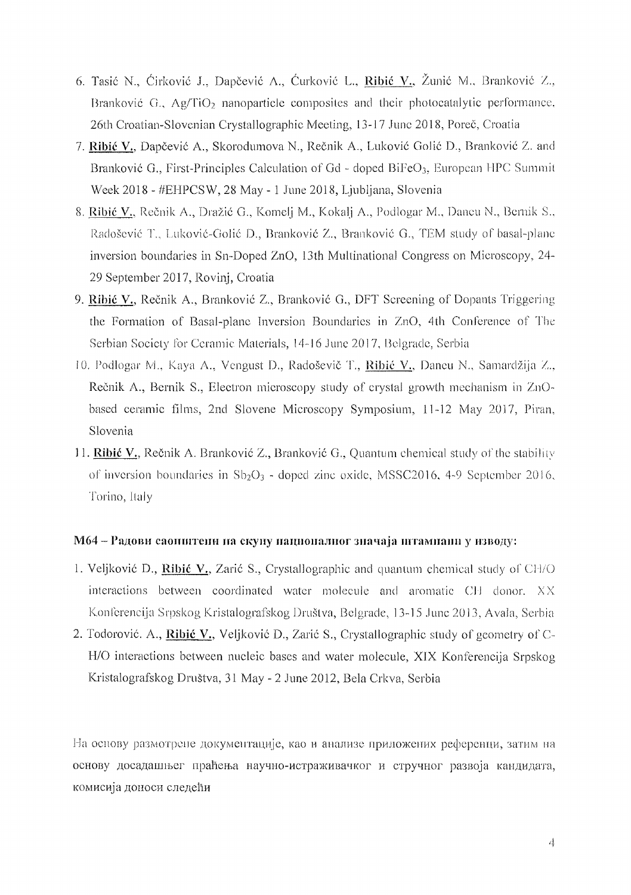6. Tasić N., Ćirković J., Dapčević A., Ćurković L., **Ribić V.**, Žunić M., Branković Z., Branković G., $Ag/TiO_2$ nanoparticle composites and their photocatalytic performance. 26th Croatian-Slovenian Crystallographic Meeting, 13-17 June 2018, Poreč, Croatia
7. **Ribić V.**, Dapčević A., Skorodumova N., Rečnik A., Luković Golić D., Branković Z. and Branković G., First-Principles Calculation of Gd - doped $BiFeO_3$, European HPC Summit Week 2018 - #EHPCSW, 28 May - 1 June 2018, Ljubljana, Slovenia
8. **Ribić V.**, Rečnik A., Dražić G., Komelj M., Kokalj A., Podlogar M., Daneu N., Bernik S., Radošević T., Luković-Golić D., Branković Z., Branković G., TEM study of basal-plane inversion boundaries in Sn-Doped ZnO, 13th Multinational Congress on Microscopy, 24-29 September 2017, Rovinj, Croatia
9. **Ribić V.**, Rečnik A., Branković Z., Branković G., DFT Screening of Dopants Triggering the Formation of Basal-plane Inversion Boundaries in ZnO, 4th Conference of The Serbian Society for Ceramic Materials, 14-16 June 2017, Belgrade, Serbia
10. Podlogar M., Kaya A., Vengust D., Radoševič T., **Ribić V.**, Daneu N., Samardžija Z., Rečnik A., Bernik S., Electron microscopy study of crystal growth mechanism in ZnO-based ceramic films, 2nd Slovene Microscopy Symposium, 11-12 May 2017, Piran, Slovenia
11. **Ribić V.**, Rečnik A. Branković Z., Branković G., Quantum chemical study of the stability of inversion boundaries in $Sb_2O_3$ - doped zinc oxide, MSSC2016, 4-9 September 2016, Torino, Italy

**М64 – Радови саопштени на скупу националног значаја штампани у изводу:**

1. Veljković D., **Ribić V.**, Zarić S., Crystallographic and quantum chemical study of CH/O interactions between coordinated water molecule and aromatic CH donor. XX Konferencija Srpskog Kristalografskog Društva, Belgrade, 13-15 June 2013, Avala, Serbia
2. Todorović. A., **Ribić V.**, Veljković D., Zarić S., Crystallographic study of geometry of C-H/O interactions between nucleic bases and water molecule, XIX Konferencija Srpskog Kristalografskog Društva, 31 May - 2 June 2012, Bela Crkva, Serbia

На основу размотрене документације, као и анализе приложених референци, затим на основу досадашњег праћења научно-истраживачког и стручног развоја кандидата, комисија доноси следећи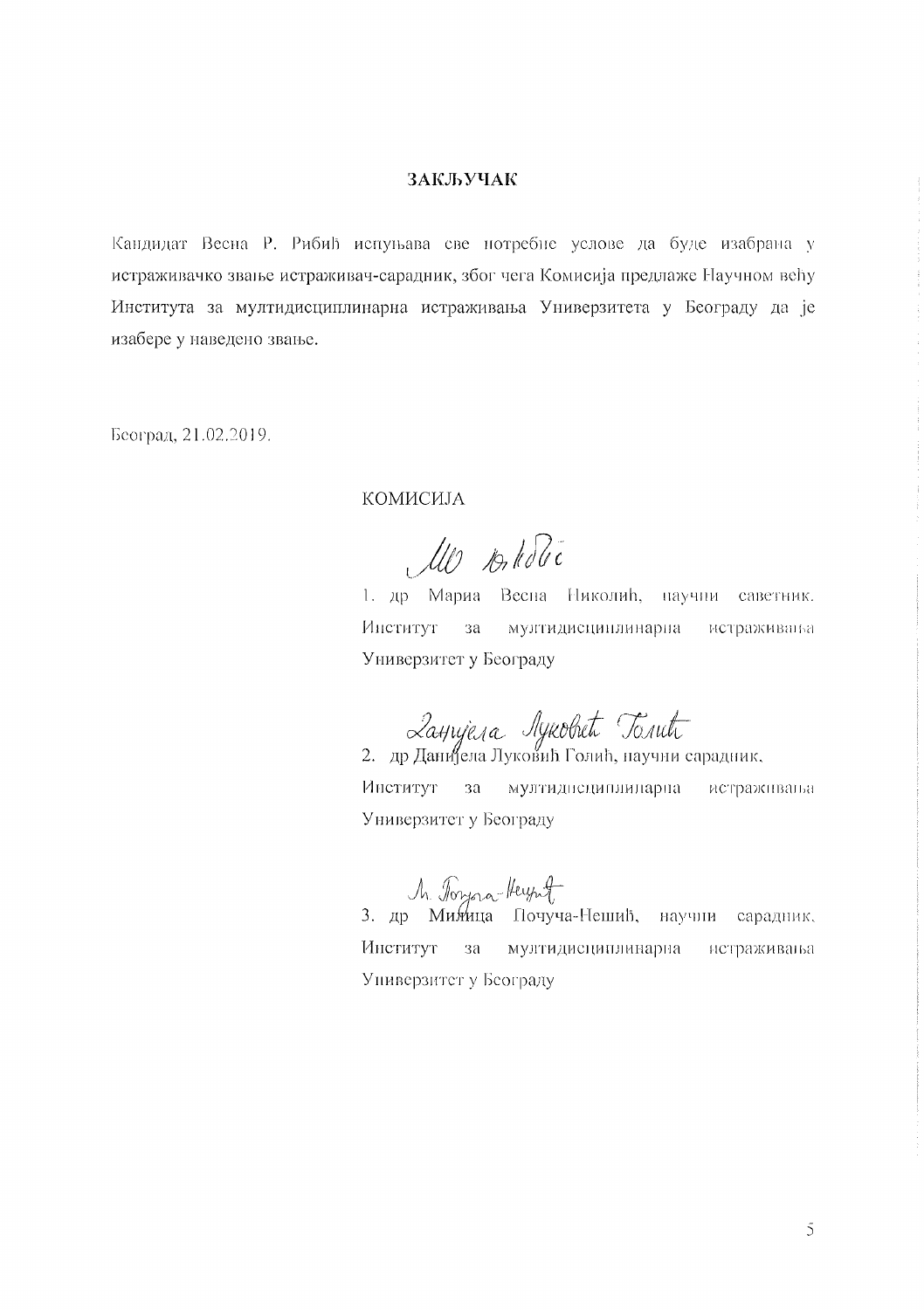## ЗАКЉУЧАК

Кандидат Весна Р. Рибић испуњава све потребне услове да буде изабрана у истраживачко звање истраживач-сарадник, због чега Комисија предлаже Научном већу Института за мултидисциплинарна истраживања Универзитета у Београду да је изабере у наведено звање.

Београд, 21.02.2019.

КОМИСИЈА

1. др Мариа Весна Николић, научни саветник, Институт за мултидисциплинарна истраживања Универзитет у Београду

2. др Данијела Луковић Голић, научни сарадник, Институт за мултидисциплинарна истраживања Универзитет у Београду

3. др Милица Почуча-Нешић, научни сарадник, Институт за мултидисциплинарна истраживања Универзитет у Београду